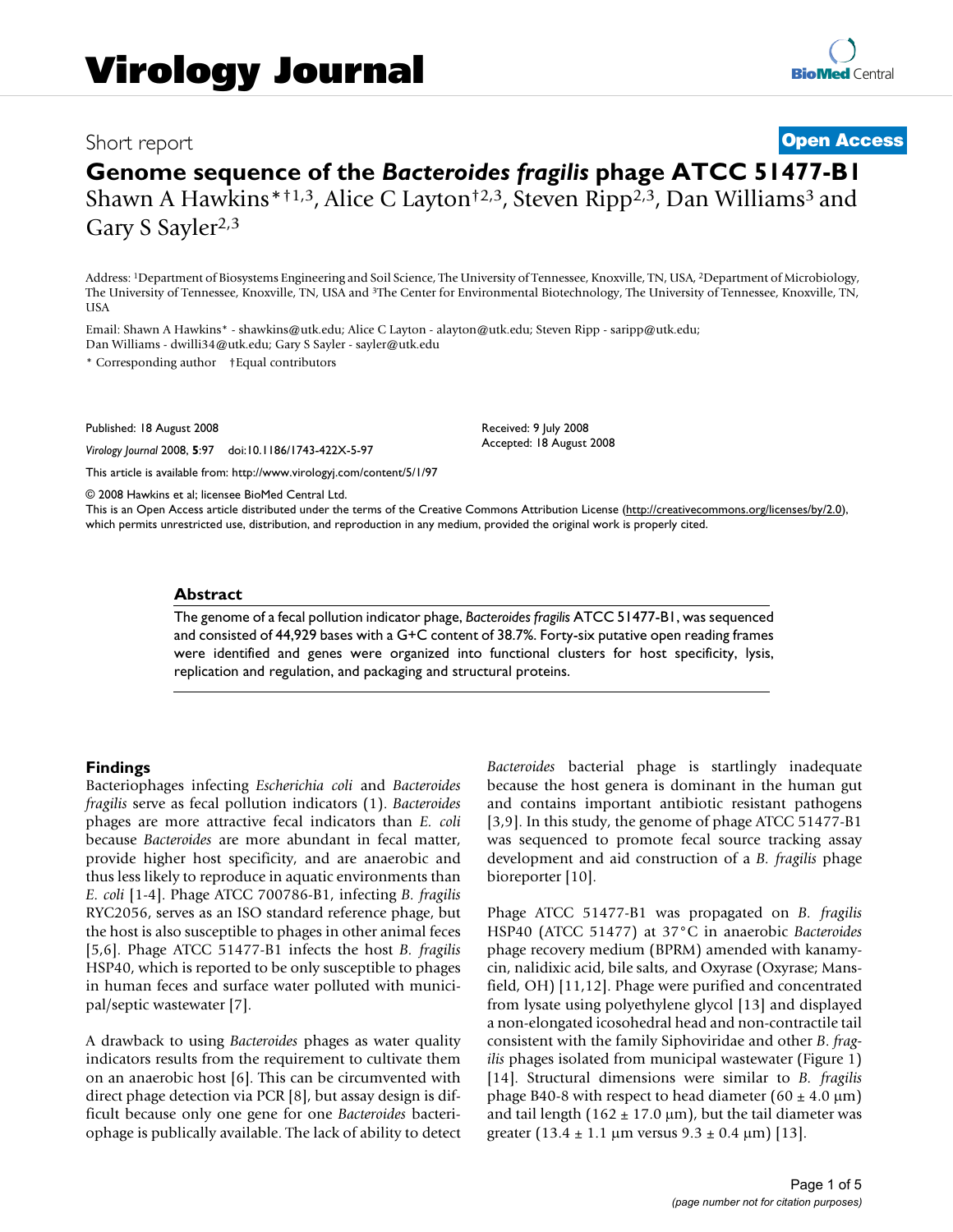Short report

**Open Access**

# Genome sequence of the *Bacteroides fragilis* phage ATCC 51477-B1

Shawn A Hawkins*†[1,3], Alice C Layton†[2,3], Steven Ripp[2,3], Dan Williams[3] and Gary S Sayler[2,3]

Address: [1]Department of Biosystems Engineering and Soil Science, The University of Tennessee, Knoxville, TN, USA, [2]Department of Microbiology, The University of Tennessee, Knoxville, TN, USA and [3]The Center for Environmental Biotechnology, The University of Tennessee, Knoxville, TN, USA

Email: Shawn A Hawkins* - shawkins@utk.edu; Alice C Layton - alayton@utk.edu; Steven Ripp - saripp@utk.edu; Dan Williams - dwilli34@utk.edu; Gary S Sayler - sayler@utk.edu

\* Corresponding author †Equal contributors

Published: 18 August 2008

*Virology Journal* 2008, **5**:97 doi:10.1186/1743-422X-5-97

Received: 9 July 2008
Accepted: 18 August 2008

This article is available from: http://www.virologyj.com/content/5/1/97

© 2008 Hawkins et al; licensee BioMed Central Ltd.
This is an Open Access article distributed under the terms of the Creative Commons Attribution License (http://creativecommons.org/licenses/by/2.0), which permits unrestricted use, distribution, and reproduction in any medium, provided the original work is properly cited.

## Abstract

The genome of a fecal pollution indicator phage, *Bacteroides fragilis* ATCC 51477-B1, was sequenced and consisted of 44,929 bases with a G+C content of 38.7%. Forty-six putative open reading frames were identified and genes were organized into functional clusters for host specificity, lysis, replication and regulation, and packaging and structural proteins.

## Findings

Bacteriophages infecting *Escherichia coli* and *Bacteroides fragilis* serve as fecal pollution indicators (1). *Bacteroides* phages are more attractive fecal indicators than *E. coli* because *Bacteroides* are more abundant in fecal matter, provide higher host specificity, and are anaerobic and thus less likely to reproduce in aquatic environments than *E. coli* [1-4]. Phage ATCC 700786-B1, infecting *B. fragilis* RYC2056, serves as an ISO standard reference phage, but the host is also susceptible to phages in other animal feces [5,6]. Phage ATCC 51477-B1 infects the host *B. fragilis* HSP40, which is reported to be only susceptible to phages in human feces and surface water polluted with municipal/septic wastewater [7].

A drawback to using *Bacteroides* phages as water quality indicators results from the requirement to cultivate them on an anaerobic host [6]. This can be circumvented with direct phage detection via PCR [8], but assay design is difficult because only one gene for one *Bacteroides* bacteriophage is publically available. The lack of ability to detect *Bacteroides* bacterial phage is startlingly inadequate because the host genera is dominant in the human gut and contains important antibiotic resistant pathogens [3,9]. In this study, the genome of phage ATCC 51477-B1 was sequenced to promote fecal source tracking assay development and aid construction of a *B. fragilis* phage bioreporter [10].

Phage ATCC 51477-B1 was propagated on *B. fragilis* HSP40 (ATCC 51477) at 37°C in anaerobic *Bacteroides* phage recovery medium (BPRM) amended with kanamycin, nalidixic acid, bile salts, and Oxyrase (Oxyrase; Mansfield, OH) [11,12]. Phage were purified and concentrated from lysate using polyethylene glycol [13] and displayed a non-elongated icosohedral head and non-contractile tail consistent with the family Siphoviridae and other *B. fragilis* phages isolated from municipal wastewater (Figure 1) [14]. Structural dimensions were similar to *B. fragilis* phage B40-8 with respect to head diameter (60 ± 4.0 μm) and tail length (162 ± 17.0 μm), but the tail diameter was greater (13.4 ± 1.1 μm versus 9.3 ± 0.4 μm) [13].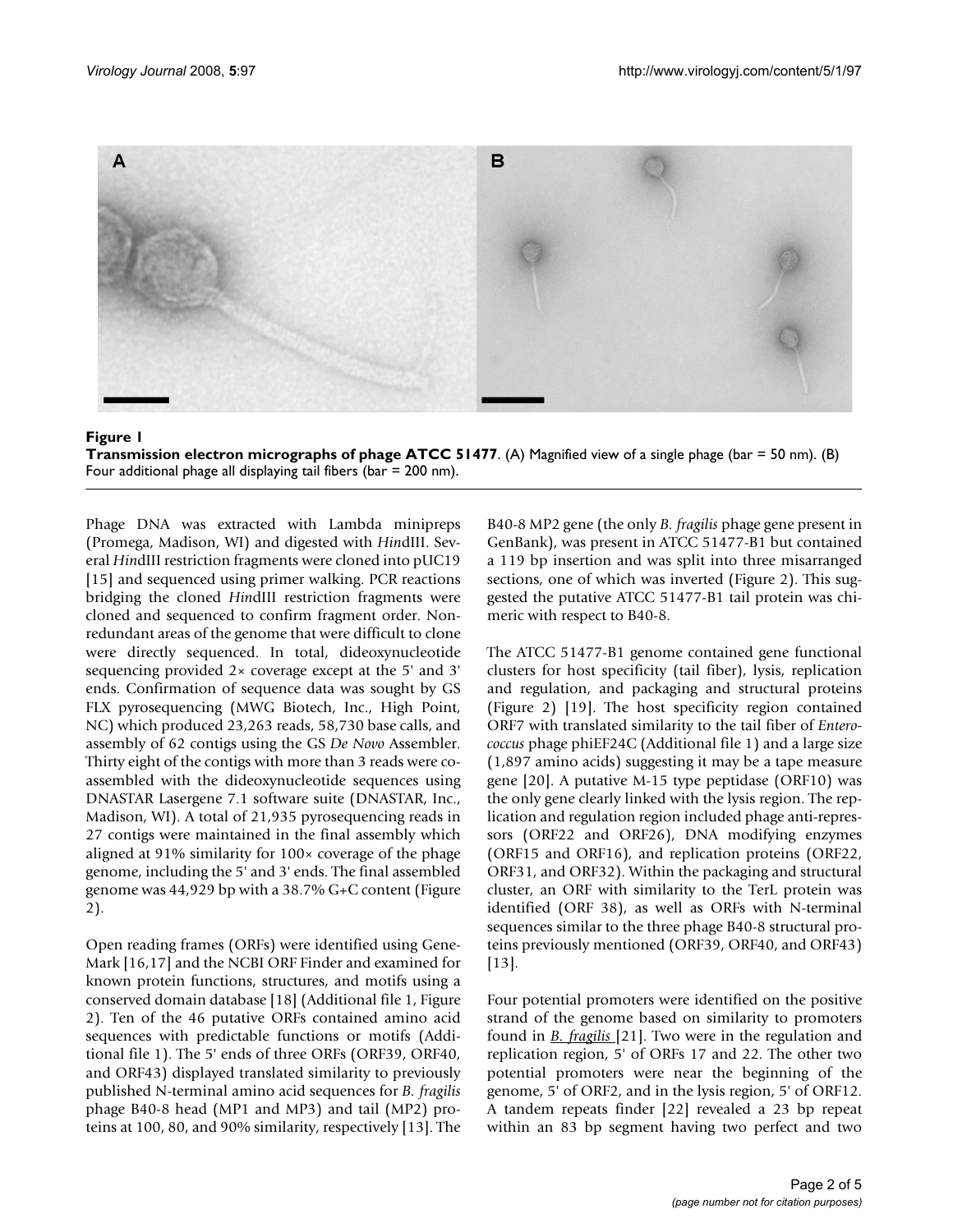**Figure 1**
**Transmission electron micrographs of phage ATCC 51477**. (A) Magnified view of a single phage (bar = 50 nm). (B) Four additional phage all displaying tail fibers (bar = 200 nm).

Phage DNA was extracted with Lambda minipreps (Promega, Madison, WI) and digested with *Hin*dIII. Several *Hin*dIII restriction fragments were cloned into pUC19 [15] and sequenced using primer walking. PCR reactions bridging the cloned *Hin*dIII restriction fragments were cloned and sequenced to confirm fragment order. Non-redundant areas of the genome that were difficult to clone were directly sequenced. In total, dideoxynucleotide sequencing provided 2× coverage except at the 5' and 3' ends. Confirmation of sequence data was sought by GS FLX pyrosequencing (MWG Biotech, Inc., High Point, NC) which produced 23,263 reads, 58,730 base calls, and assembly of 62 contigs using the GS *De Novo* Assembler. Thirty eight of the contigs with more than 3 reads were co-assembled with the dideoxynucleotide sequences using DNASTAR Lasergene 7.1 software suite (DNASTAR, Inc., Madison, WI). A total of 21,935 pyrosequencing reads in 27 contigs were maintained in the final assembly which aligned at 91% similarity for 100× coverage of the phage genome, including the 5' and 3' ends. The final assembled genome was 44,929 bp with a 38.7% G+C content (Figure 2).

Open reading frames (ORFs) were identified using Gene-Mark [16,17] and the NCBI ORF Finder and examined for known protein functions, structures, and motifs using a conserved domain database [18] (Additional file 1, Figure 2). Ten of the 46 putative ORFs contained amino acid sequences with predictable functions or motifs (Additional file 1). The 5' ends of three ORFs (ORF39, ORF40, and ORF43) displayed translated similarity to previously published N-terminal amino acid sequences for *B. fragilis* phage B40-8 head (MP1 and MP3) and tail (MP2) proteins at 100, 80, and 90% similarity, respectively [13]. The B40-8 MP2 gene (the only *B. fragilis* phage gene present in GenBank), was present in ATCC 51477-B1 but contained a 119 bp insertion and was split into three misarranged sections, one of which was inverted (Figure 2). This suggested the putative ATCC 51477-B1 tail protein was chimeric with respect to B40-8.

The ATCC 51477-B1 genome contained gene functional clusters for host specificity (tail fiber), lysis, replication and regulation, and packaging and structural proteins (Figure 2) [19]. The host specificity region contained ORF7 with translated similarity to the tail fiber of *Enterococcus* phage phiEF24C (Additional file 1) and a large size (1,897 amino acids) suggesting it may be a tape measure gene [20]. A putative M-15 type peptidase (ORF10) was the only gene clearly linked with the lysis region. The replication and regulation region included phage anti-repressors (ORF22 and ORF26), DNA modifying enzymes (ORF15 and ORF16), and replication proteins (ORF22, ORF31, and ORF32). Within the packaging and structural cluster, an ORF with similarity to the TerL protein was identified (ORF 38), as well as ORFs with N-terminal sequences similar to the three phage B40-8 structural proteins previously mentioned (ORF39, ORF40, and ORF43) [13].

Four potential promoters were identified on the positive strand of the genome based on similarity to promoters found in *B. fragilis* [21]. Two were in the regulation and replication region, 5' of ORFs 17 and 22. The other two potential promoters were near the beginning of the genome, 5' of ORF2, and in the lysis region, 5' of ORF12. A tandem repeats finder [22] revealed a 23 bp repeat within an 83 bp segment having two perfect and two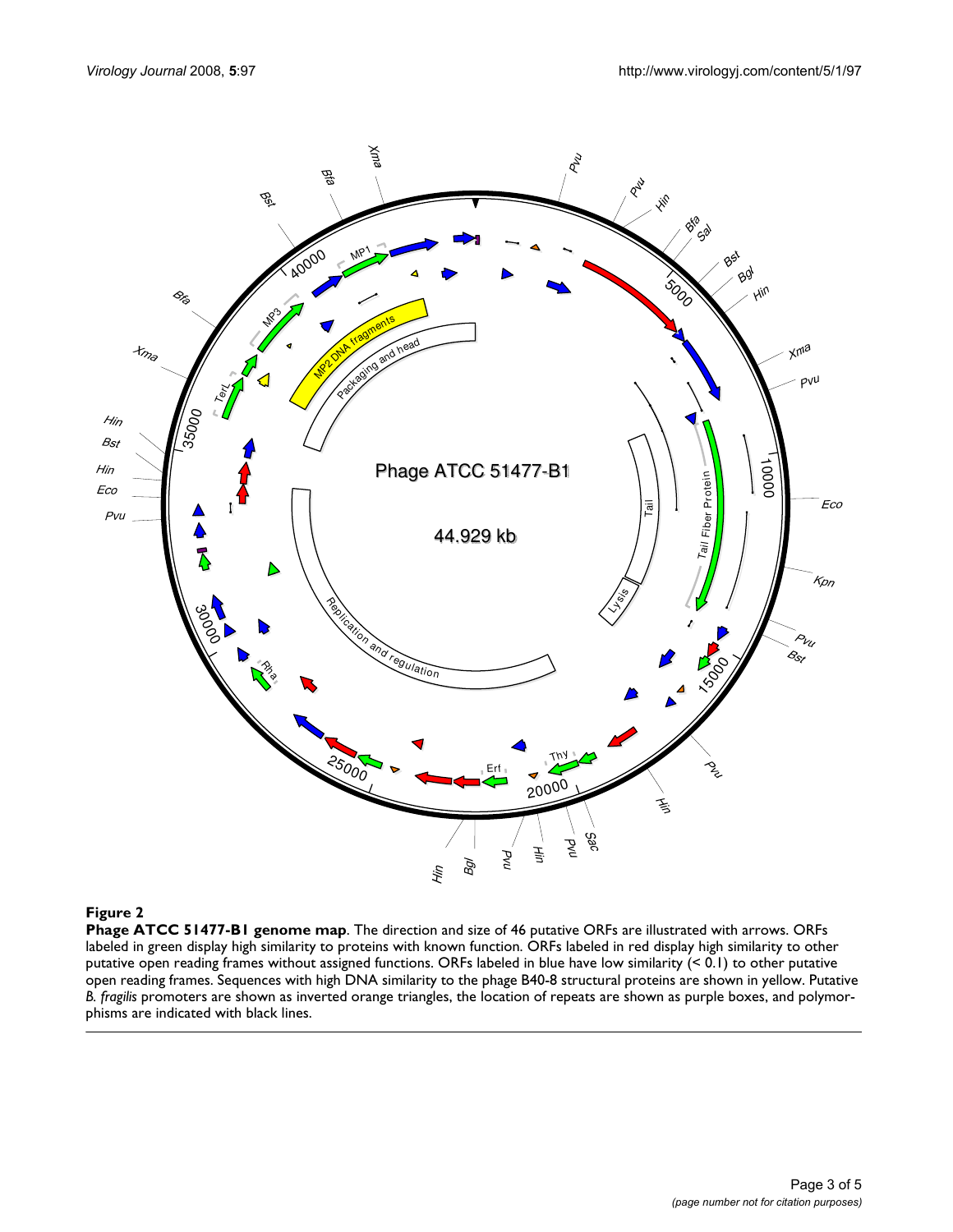**Figure 2**

**Phage ATCC 51477-B1 genome map**. The direction and size of 46 putative ORFs are illustrated with arrows. ORFs labeled in green display high similarity to proteins with known function. ORFs labeled in red display high similarity to other putative open reading frames without assigned functions. ORFs labeled in blue have low similarity (< 0.1) to other putative open reading frames. Sequences with high DNA similarity to the phage B40-8 structural proteins are shown in yellow. Putative *B. fragilis* promoters are shown as inverted orange triangles, the location of repeats are shown as purple boxes, and polymorphisms are indicated with black lines.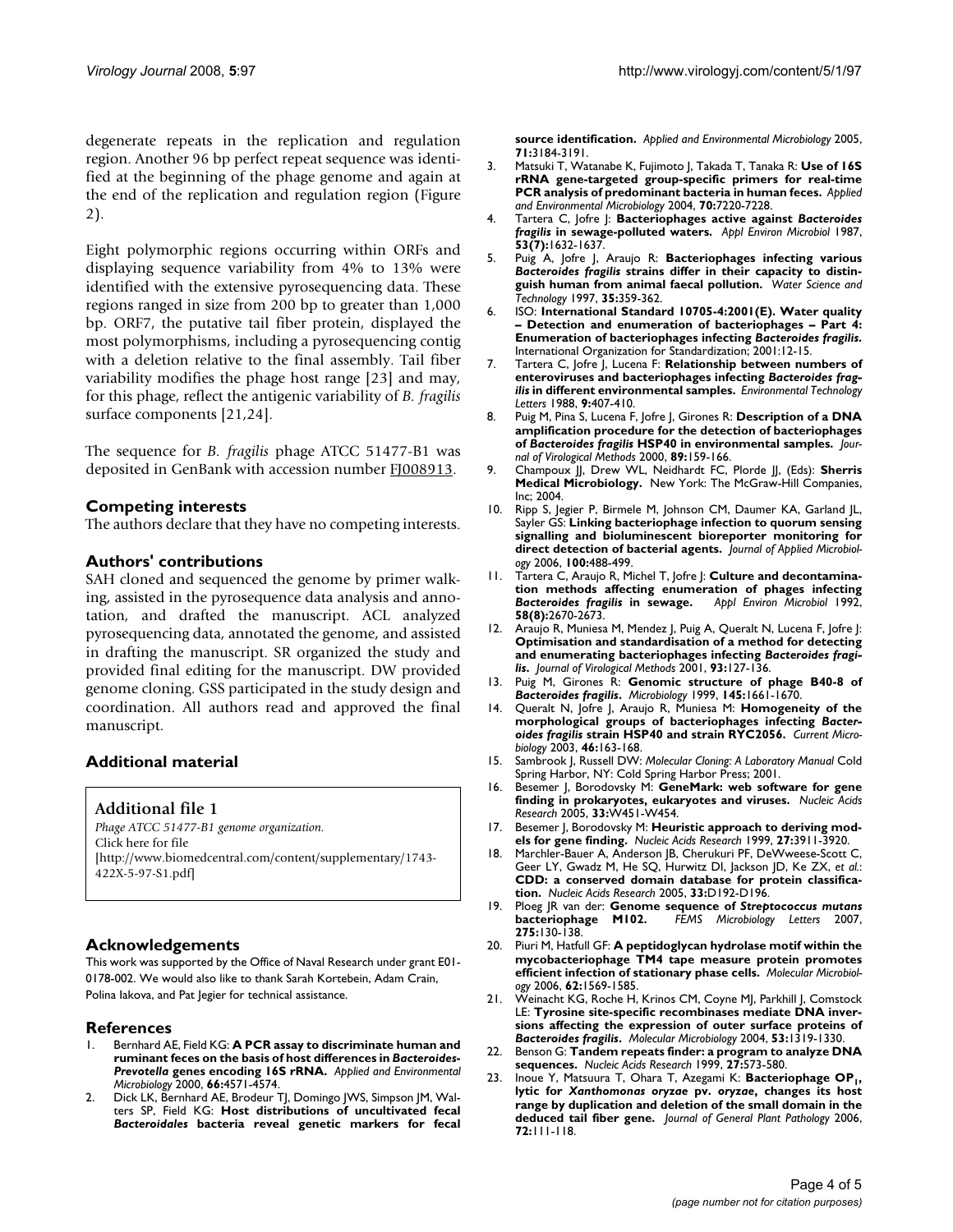degenerate repeats in the replication and regulation region. Another 96 bp perfect repeat sequence was identified at the beginning of the phage genome and again at the end of the replication and regulation region (Figure 2).

Eight polymorphic regions occurring within ORFs and displaying sequence variability from 4% to 13% were identified with the extensive pyrosequencing data. These regions ranged in size from 200 bp to greater than 1,000 bp. ORF7, the putative tail fiber protein, displayed the most polymorphisms, including a pyrosequencing contig with a deletion relative to the final assembly. Tail fiber variability modifies the phage host range [23] and may, for this phage, reflect the antigenic variability of *B. fragilis* surface components [21,24].

The sequence for *B. fragilis* phage ATCC 51477-B1 was deposited in GenBank with accession number FJ008913.

## Competing interests

The authors declare that they have no competing interests.

## Authors' contributions

SAH cloned and sequenced the genome by primer walking, assisted in the pyrosequence data analysis and annotation, and drafted the manuscript. ACL analyzed pyrosequencing data, annotated the genome, and assisted in drafting the manuscript. SR organized the study and provided final editing for the manuscript. DW provided genome cloning. GSS participated in the study design and coordination. All authors read and approved the final manuscript.

## Additional material

### Additional file 1

*Phage ATCC 51477-B1 genome organization.*
Click here for file
[http://www.biomedcentral.com/content/supplementary/1743-422X-5-97-S1.pdf]

## Acknowledgements

This work was supported by the Office of Naval Research under grant E01-0178-002. We would also like to thank Sarah Kortebein, Adam Crain, Polina Iakova, and Pat Jegier for technical assistance.

## References

1. Bernhard AE, Field KG: **A PCR assay to discriminate human and ruminant feces on the basis of host differences in *Bacteroides-Prevotella* genes encoding 16S rRNA.** *Applied and Environmental Microbiology* 2000, **66:**4571-4574.
2. Dick LK, Bernhard AE, Brodeur TJ, Domingo JWS, Simpson JM, Walters SP, Field KG: **Host distributions of uncultivated fecal *Bacteroidales* bacteria reveal genetic markers for fecal source identification.** *Applied and Environmental Microbiology* 2005, **71:**3184-3191.
3. Matsuki T, Watanabe K, Fujimoto J, Takada T, Tanaka R: **Use of 16S rRNA gene-targeted group-specific primers for real-time PCR analysis of predominant bacteria in human feces.** *Applied and Environmental Microbiology* 2004, **70:**7220-7228.
4. Tartera C, Jofre J: **Bacteriophages active against *Bacteroides fragilis* in sewage-polluted waters.** *Appl Environ Microbiol* 1987, **53(7):**1632-1637.
5. Puig A, Jofre J, Araujo R: **Bacteriophages infecting various *Bacteroides fragilis* strains differ in their capacity to distinguish human from animal faecal pollution.** *Water Science and Technology* 1997, **35:**359-362.
6. ISO: **International Standard 10705-4:2001(E). Water quality – Detection and enumeration of bacteriophages – Part 4: Enumeration of bacteriophages infecting *Bacteroides fragilis*.** International Organization for Standardization; 2001:12-15.
7. Tartera C, Jofre J, Lucena F: **Relationship between numbers of enteroviruses and bacteriophages infecting *Bacteroides fragilis* in different environmental samples.** *Environmental Technology Letters* 1988, **9:**407-410.
8. Puig M, Pina S, Lucena F, Jofre J, Girones R: **Description of a DNA amplification procedure for the detection of bacteriophages of *Bacteroides fragilis* HSP40 in environmental samples.** *Journal of Virological Methods* 2000, **89:**159-166.
9. Champoux JJ, Drew WL, Neidhardt FC, Plorde JJ, (Eds): **Sherris Medical Microbiology.** New York: The McGraw-Hill Companies, Inc; 2004.
10. Ripp S, Jegier P, Birmele M, Johnson CM, Daumer KA, Garland JL, Sayler GS: **Linking bacteriophage infection to quorum sensing signalling and bioluminescent bioreporter monitoring for direct detection of bacterial agents.** *Journal of Applied Microbiology* 2006, **100:**488-499.
11. Tartera C, Araujo R, Michel T, Jofre J: **Culture and decontamination methods affecting enumeration of phages infecting *Bacteroides fragilis* in sewage.** *Appl Environ Microbiol* 1992, **58(8):**2670-2673.
12. Araujo R, Muniesa M, Mendez J, Puig A, Queralt N, Lucena F, Jofre J: **Optimisation and standardisation of a method for detecting and enumerating bacteriophages infecting *Bacteroides fragilis*.** *Journal of Virological Methods* 2001, **93:**127-136.
13. Puig M, Girones R: **Genomic structure of phage B40-8 of *Bacteroides fragilis*.** *Microbiology* 1999, **145:**1661-1670.
14. Queralt N, Jofre J, Araujo R, Muniesa M: **Homogeneity of the morphological groups of bacteriophages infecting *Bacteroides fragilis* strain HSP40 and strain RYC2056.** *Current Microbiology* 2003, **46:**163-168.
15. Sambrook J, Russell DW: *Molecular Cloning: A Laboratory Manual* Cold Spring Harbor, NY: Cold Spring Harbor Press; 2001.
16. Besemer J, Borodovsky M: **GeneMark: web software for gene finding in prokaryotes, eukaryotes and viruses.** *Nucleic Acids Research* 2005, **33:**W451-W454.
17. Besemer J, Borodovsky M: **Heuristic approach to deriving models for gene finding.** *Nucleic Acids Research* 1999, **27:**3911-3920.
18. Marchler-Bauer A, Anderson JB, Cherukuri PF, DeWweese-Scott C, Geer LY, Gwadz M, He SQ, Hurwitz DI, Jackson JD, Ke ZX, *et al.*: **CDD: a conserved domain database for protein classification.** *Nucleic Acids Research* 2005, **33:**D192-D196.
19. Ploeg JR van der: **Genome sequence of *Streptococcus mutans* bacteriophage M102.** *FEMS Microbiology Letters* 2007, **275:**130-138.
20. Piuri M, Hatfull GF: **A peptidoglycan hydrolase motif within the mycobacteriophage TM4 tape measure protein promotes efficient infection of stationary phase cells.** *Molecular Microbiology* 2006, **62:**1569-1585.
21. Weinacht KG, Roche H, Krinos CM, Coyne MJ, Parkhill J, Comstock LE: **Tyrosine site-specific recombinases mediate DNA inversions affecting the expression of outer surface proteins of *Bacteroides fragilis*.** *Molecular Microbiology* 2004, **53:**1319-1330.
22. Benson G: **Tandem repeats finder: a program to analyze DNA sequences.** *Nucleic Acids Research* 1999, **27:**573-580.
23. Inoue Y, Matsuura T, Ohara T, Azegami K: **Bacteriophage $OP_1$, lytic for *Xanthomonas oryzae* pv. *oryzae*, changes its host range by duplication and deletion of the small domain in the deduced tail fiber gene.** *Journal of General Plant Pathology* 2006, **72:**111-118.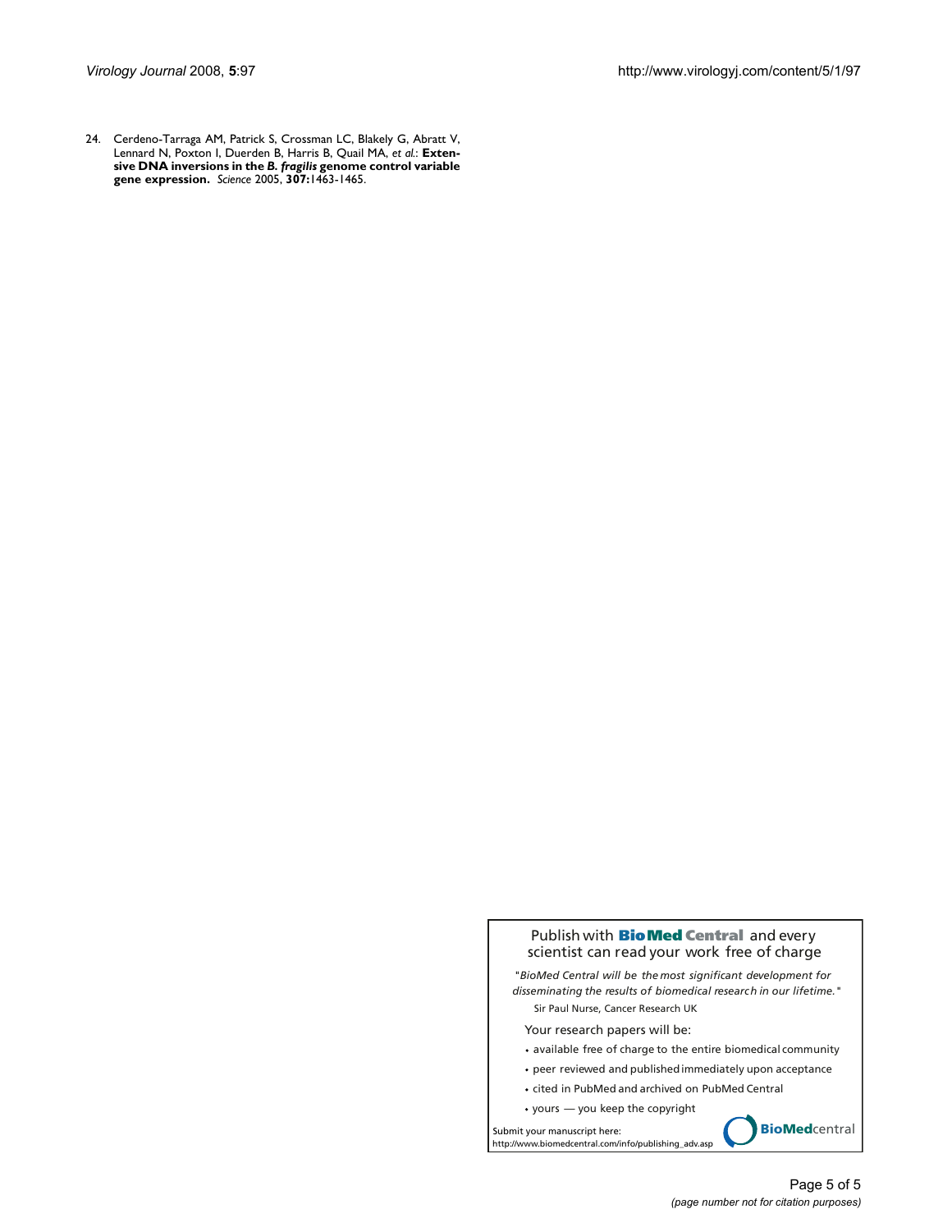24. Cerdeno-Tarraga AM, Patrick S, Crossman LC, Blakely G, Abratt V, Lennard N, Poxton I, Duerden B, Harris B, Quail MA, *et al.*: **Extensive DNA inversions in the *B. fragilis* genome control variable gene expression.** *Science* 2005, **307:**1463-1465.

Publish with **BioMed Central** and every scientist can read your work free of charge

*"BioMed Central will be the most significant development for disseminating the results of biomedical research in our lifetime."*

Sir Paul Nurse, Cancer Research UK

Your research papers will be:

- available free of charge to the entire biomedical community
- peer reviewed and published immediately upon acceptance
- cited in PubMed and archived on PubMed Central
- yours — you keep the copyright

Submit your manuscript here:
http://www.biomedcentral.com/info/publishing_adv.asp

**BioMed**central